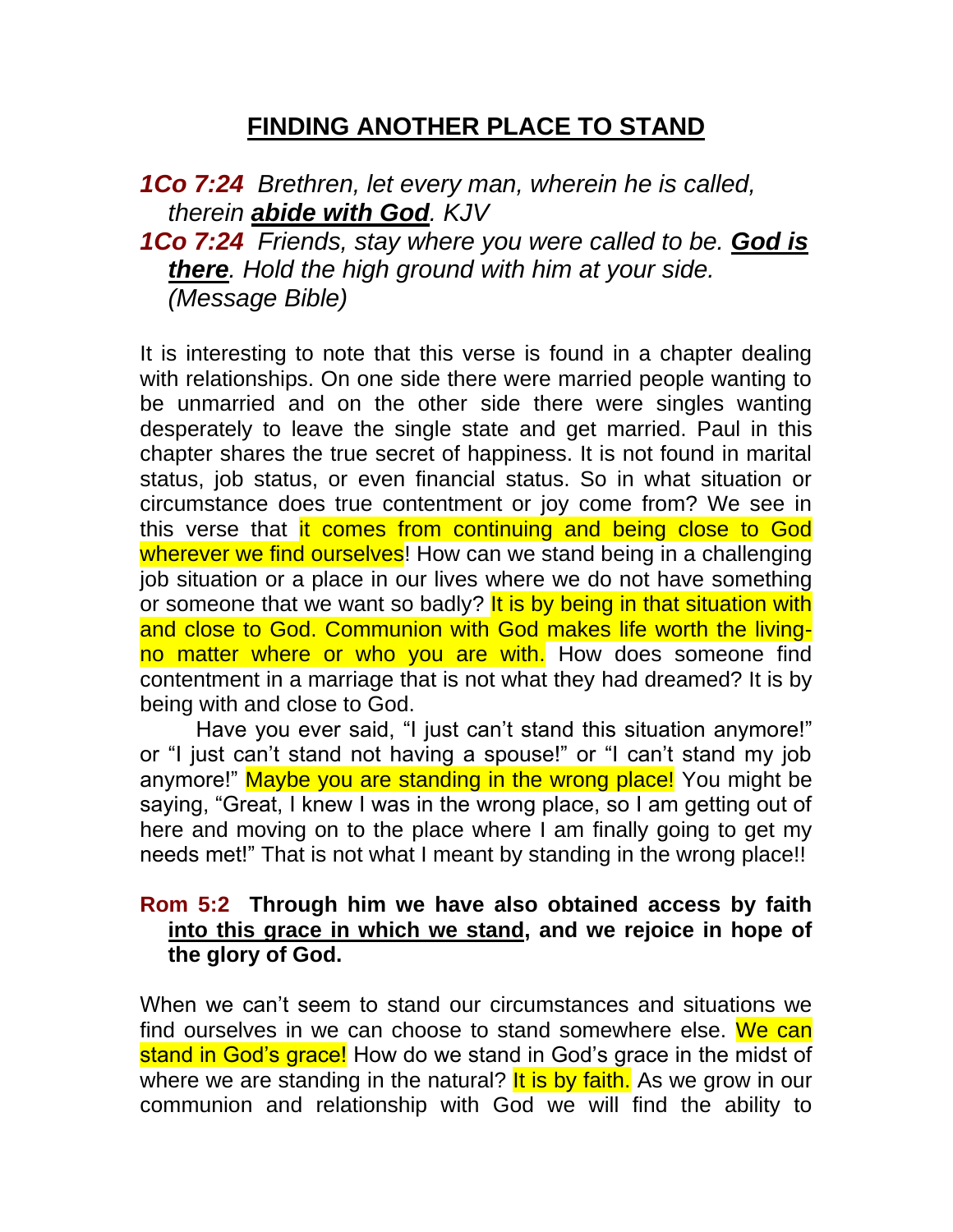# <u>FINDING ANOTHER PLACE TO STAND</u>

***1Co 7:24*** *Brethren, let every man, wherein he is called, therein **<u>abide with God</u>**. KJV*

***1Co 7:24*** *Friends, stay where you were called to be. **<u>God is there</u>**. Hold the high ground with him at your side. (Message Bible)*

It is interesting to note that this verse is found in a chapter dealing with relationships. On one side there were married people wanting to be unmarried and on the other side there were singles wanting desperately to leave the single state and get married. Paul in this chapter shares the true secret of happiness. It is not found in marital status, job status, or even financial status. So in what situation or circumstance does true contentment or joy come from? We see in this verse that it comes from continuing and being close to God wherever we find ourselves! How can we stand being in a challenging job situation or a place in our lives where we do not have something or someone that we want so badly? It is by being in that situation with and close to God. Communion with God makes life worth the living- no matter where or who you are with. How does someone find contentment in a marriage that is not what they had dreamed? It is by being with and close to God.

Have you ever said, "I just can't stand this situation anymore!" or "I just can't stand not having a spouse!" or "I can't stand my job anymore!" Maybe you are standing in the wrong place! You might be saying, "Great, I knew I was in the wrong place, so I am getting out of here and moving on to the place where I am finally going to get my needs met!" That is not what I meant by standing in the wrong place!!

**Rom 5:2 Through him we have also obtained access by faith <u>into this grace in which we stand</u>, and we rejoice in hope of the glory of God.**

When we can't seem to stand our circumstances and situations we find ourselves in we can choose to stand somewhere else. We can stand in God's grace! How do we stand in God's grace in the midst of where we are standing in the natural? It is by faith. As we grow in our communion and relationship with God we will find the ability to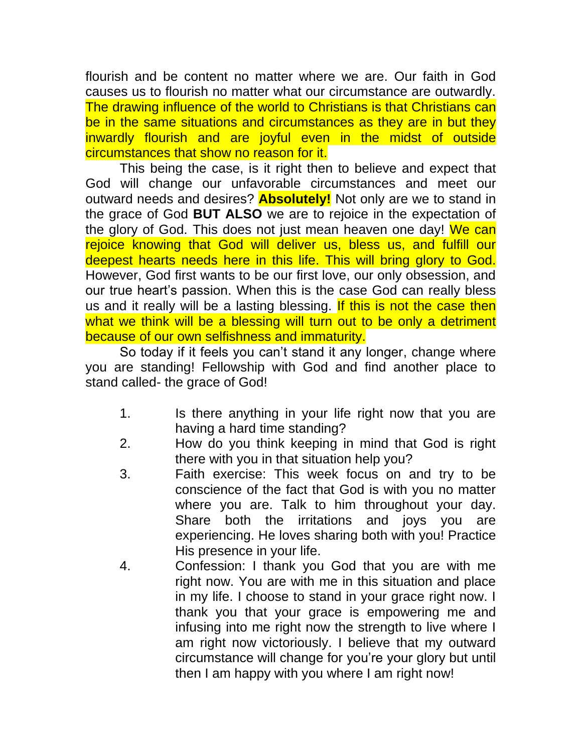flourish and be content no matter where we are. Our faith in God causes us to flourish no matter what our circumstance are outwardly. The drawing influence of the world to Christians is that Christians can be in the same situations and circumstances as they are in but they inwardly flourish and are joyful even in the midst of outside circumstances that show no reason for it.

This being the case, is it right then to believe and expect that God will change our unfavorable circumstances and meet our outward needs and desires? **Absolutely!** Not only are we to stand in the grace of God **BUT ALSO** we are to rejoice in the expectation of the glory of God. This does not just mean heaven one day! We can rejoice knowing that God will deliver us, bless us, and fulfill our deepest hearts needs here in this life. This will bring glory to God. However, God first wants to be our first love, our only obsession, and our true heart's passion. When this is the case God can really bless us and it really will be a lasting blessing. If this is not the case then what we think will be a blessing will turn out to be only a detriment because of our own selfishness and immaturity.

So today if it feels you can't stand it any longer, change where you are standing! Fellowship with God and find another place to stand called- the grace of God!

1. Is there anything in your life right now that you are having a hard time standing?
2. How do you think keeping in mind that God is right there with you in that situation help you?
3. Faith exercise: This week focus on and try to be conscience of the fact that God is with you no matter where you are. Talk to him throughout your day. Share both the irritations and joys you are experiencing. He loves sharing both with you! Practice His presence in your life.
4. Confession: I thank you God that you are with me right now. You are with me in this situation and place in my life. I choose to stand in your grace right now. I thank you that your grace is empowering me and infusing into me right now the strength to live where I am right now victoriously. I believe that my outward circumstance will change for you're your glory but until then I am happy with you where I am right now!